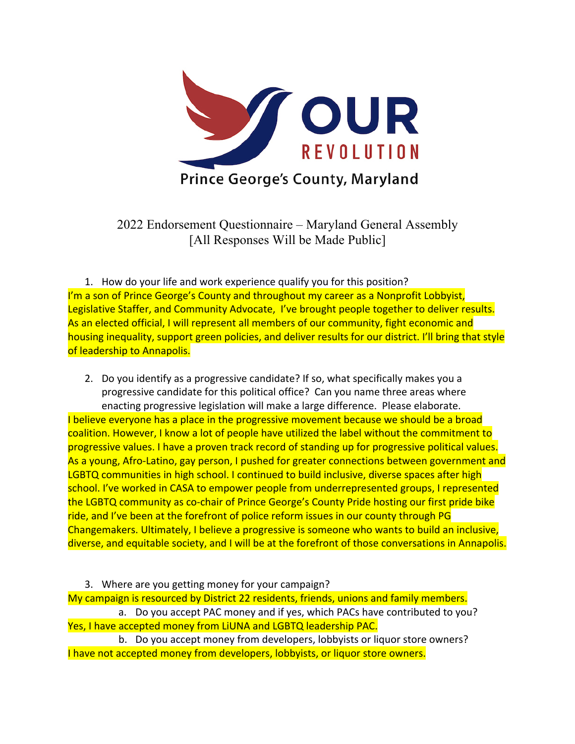OUR REVOLUTION

Prince George's County, Maryland

2022 Endorsement Questionnaire – Maryland General Assembly
[All Responses Will be Made Public]

1. How do your life and work experience qualify you for this position?

I'm a son of Prince George's County and throughout my career as a Nonprofit Lobbyist, Legislative Staffer, and Community Advocate, I've brought people together to deliver results. As an elected official, I will represent all members of our community, fight economic and housing inequality, support green policies, and deliver results for our district. I'll bring that style of leadership to Annapolis.

2. Do you identify as a progressive candidate? If so, what specifically makes you a progressive candidate for this political office? Can you name three areas where enacting progressive legislation will make a large difference. Please elaborate.

I believe everyone has a place in the progressive movement because we should be a broad coalition. However, I know a lot of people have utilized the label without the commitment to progressive values. I have a proven track record of standing up for progressive political values. As a young, Afro-Latino, gay person, I pushed for greater connections between government and LGBTQ communities in high school. I continued to build inclusive, diverse spaces after high school. I've worked in CASA to empower people from underrepresented groups, I represented the LGBTQ community as co-chair of Prince George's County Pride hosting our first pride bike ride, and I've been at the forefront of police reform issues in our county through PG Changemakers. Ultimately, I believe a progressive is someone who wants to build an inclusive, diverse, and equitable society, and I will be at the forefront of those conversations in Annapolis.

3. Where are you getting money for your campaign?

My campaign is resourced by District 22 residents, friends, unions and family members.

a. Do you accept PAC money and if yes, which PACs have contributed to you?

Yes, I have accepted money from LiUNA and LGBTQ leadership PAC.

b. Do you accept money from developers, lobbyists or liquor store owners?

I have not accepted money from developers, lobbyists, or liquor store owners.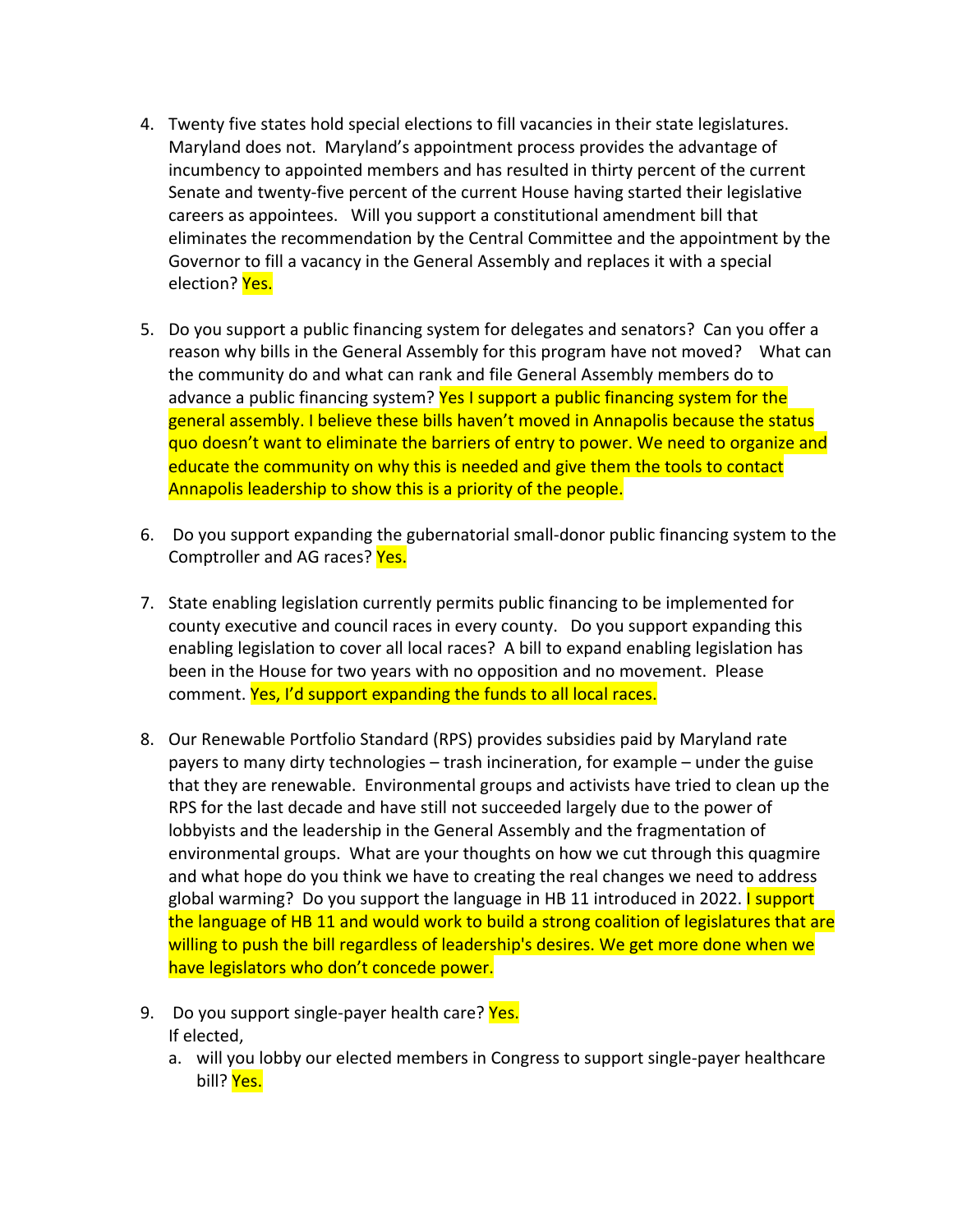4. Twenty five states hold special elections to fill vacancies in their state legislatures. Maryland does not. Maryland's appointment process provides the advantage of incumbency to appointed members and has resulted in thirty percent of the current Senate and twenty-five percent of the current House having started their legislative careers as appointees. Will you support a constitutional amendment bill that eliminates the recommendation by the Central Committee and the appointment by the Governor to fill a vacancy in the General Assembly and replaces it with a special election? Yes.

5. Do you support a public financing system for delegates and senators? Can you offer a reason why bills in the General Assembly for this program have not moved? What can the community do and what can rank and file General Assembly members do to advance a public financing system? Yes I support a public financing system for the general assembly. I believe these bills haven't moved in Annapolis because the status quo doesn't want to eliminate the barriers of entry to power. We need to organize and educate the community on why this is needed and give them the tools to contact Annapolis leadership to show this is a priority of the people.

6. Do you support expanding the gubernatorial small-donor public financing system to the Comptroller and AG races? Yes.

7. State enabling legislation currently permits public financing to be implemented for county executive and council races in every county. Do you support expanding this enabling legislation to cover all local races? A bill to expand enabling legislation has been in the House for two years with no opposition and no movement. Please comment. Yes, I'd support expanding the funds to all local races.

8. Our Renewable Portfolio Standard (RPS) provides subsidies paid by Maryland rate payers to many dirty technologies – trash incineration, for example – under the guise that they are renewable. Environmental groups and activists have tried to clean up the RPS for the last decade and have still not succeeded largely due to the power of lobbyists and the leadership in the General Assembly and the fragmentation of environmental groups. What are your thoughts on how we cut through this quagmire and what hope do you think we have to creating the real changes we need to address global warming? Do you support the language in HB 11 introduced in 2022. I support the language of HB 11 and would work to build a strong coalition of legislatures that are willing to push the bill regardless of leadership's desires. We get more done when we have legislators who don't concede power.

9. Do you support single-payer health care? Yes.
   If elected,
   a. will you lobby our elected members in Congress to support single-payer healthcare bill? Yes.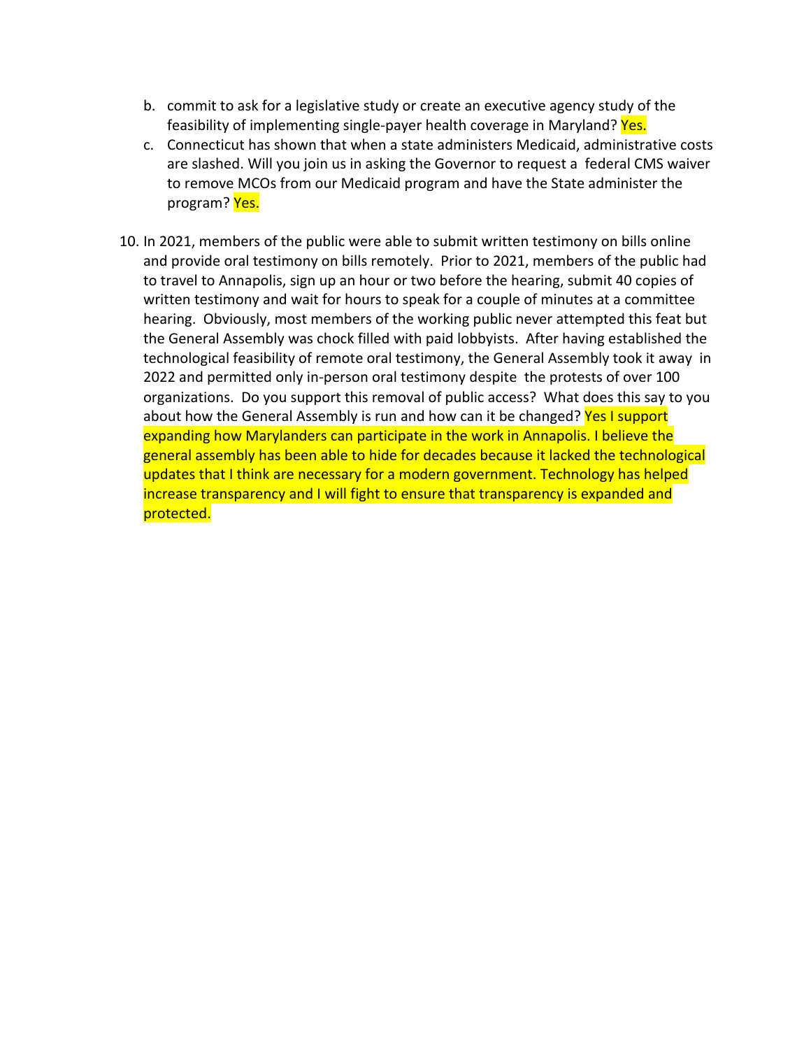b. commit to ask for a legislative study or create an executive agency study of the feasibility of implementing single-payer health coverage in Maryland? Yes.

c. Connecticut has shown that when a state administers Medicaid, administrative costs are slashed. Will you join us in asking the Governor to request a federal CMS waiver to remove MCOs from our Medicaid program and have the State administer the program? Yes.

10. In 2021, members of the public were able to submit written testimony on bills online and provide oral testimony on bills remotely. Prior to 2021, members of the public had to travel to Annapolis, sign up an hour or two before the hearing, submit 40 copies of written testimony and wait for hours to speak for a couple of minutes at a committee hearing. Obviously, most members of the working public never attempted this feat but the General Assembly was chock filled with paid lobbyists. After having established the technological feasibility of remote oral testimony, the General Assembly took it away in 2022 and permitted only in-person oral testimony despite the protests of over 100 organizations. Do you support this removal of public access? What does this say to you about how the General Assembly is run and how can it be changed? Yes I support expanding how Marylanders can participate in the work in Annapolis. I believe the general assembly has been able to hide for decades because it lacked the technological updates that I think are necessary for a modern government. Technology has helped increase transparency and I will fight to ensure that transparency is expanded and protected.